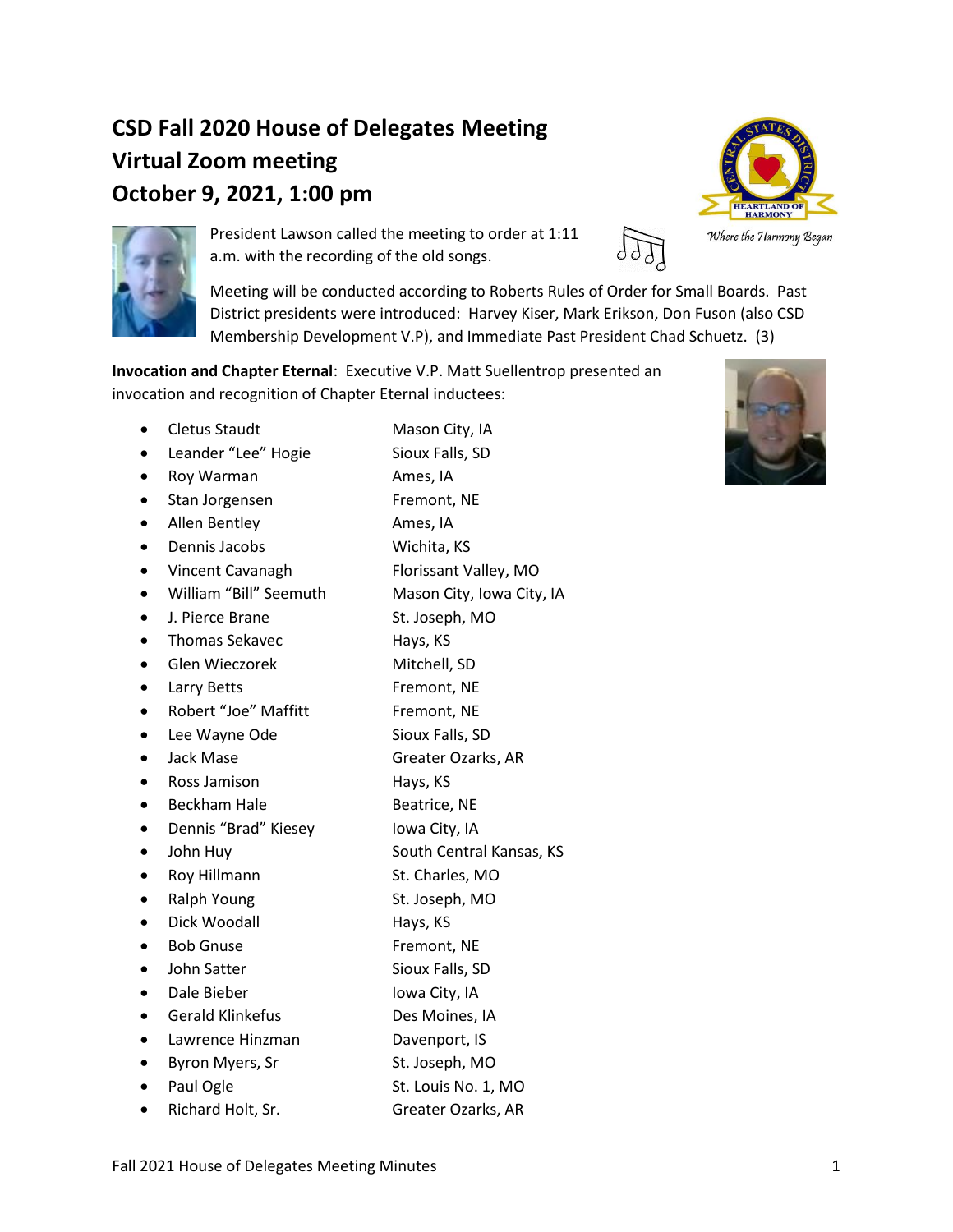# CSD Fall 2020 House of Delegates Meeting
# Virtual Zoom meeting
# October 9, 2021, 1:00 pm

President Lawson called the meeting to order at 1:11 a.m. with the recording of the old songs.

Meeting will be conducted according to Roberts Rules of Order for Small Boards. Past District presidents were introduced: Harvey Kiser, Mark Erikson, Don Fuson (also CSD Membership Development V.P), and Immediate Past President Chad Schuetz. (3)

**Invocation and Chapter Eternal**: Executive V.P. Matt Suellentrop presented an invocation and recognition of Chapter Eternal inductees:

- Cletus Staudt — Mason City, IA
- Leander "Lee" Hogie — Sioux Falls, SD
- Roy Warman — Ames, IA
- Stan Jorgensen — Fremont, NE
- Allen Bentley — Ames, IA
- Dennis Jacobs — Wichita, KS
- Vincent Cavanagh — Florissant Valley, MO
- William "Bill" Seemuth — Mason City, Iowa City, IA
- J. Pierce Brane — St. Joseph, MO
- Thomas Sekavec — Hays, KS
- Glen Wieczorek — Mitchell, SD
- Larry Betts — Fremont, NE
- Robert "Joe" Maffitt — Fremont, NE
- Lee Wayne Ode — Sioux Falls, SD
- Jack Mase — Greater Ozarks, AR
- Ross Jamison — Hays, KS
- Beckham Hale — Beatrice, NE
- Dennis "Brad" Kiesey — Iowa City, IA
- John Huy — South Central Kansas, KS
- Roy Hillmann — St. Charles, MO
- Ralph Young — St. Joseph, MO
- Dick Woodall — Hays, KS
- Bob Gnuse — Fremont, NE
- John Satter — Sioux Falls, SD
- Dale Bieber — Iowa City, IA
- Gerald Klinkefus — Des Moines, IA
- Lawrence Hinzman — Davenport, IS
- Byron Myers, Sr — St. Joseph, MO
- Paul Ogle — St. Louis No. 1, MO
- Richard Holt, Sr. — Greater Ozarks, AR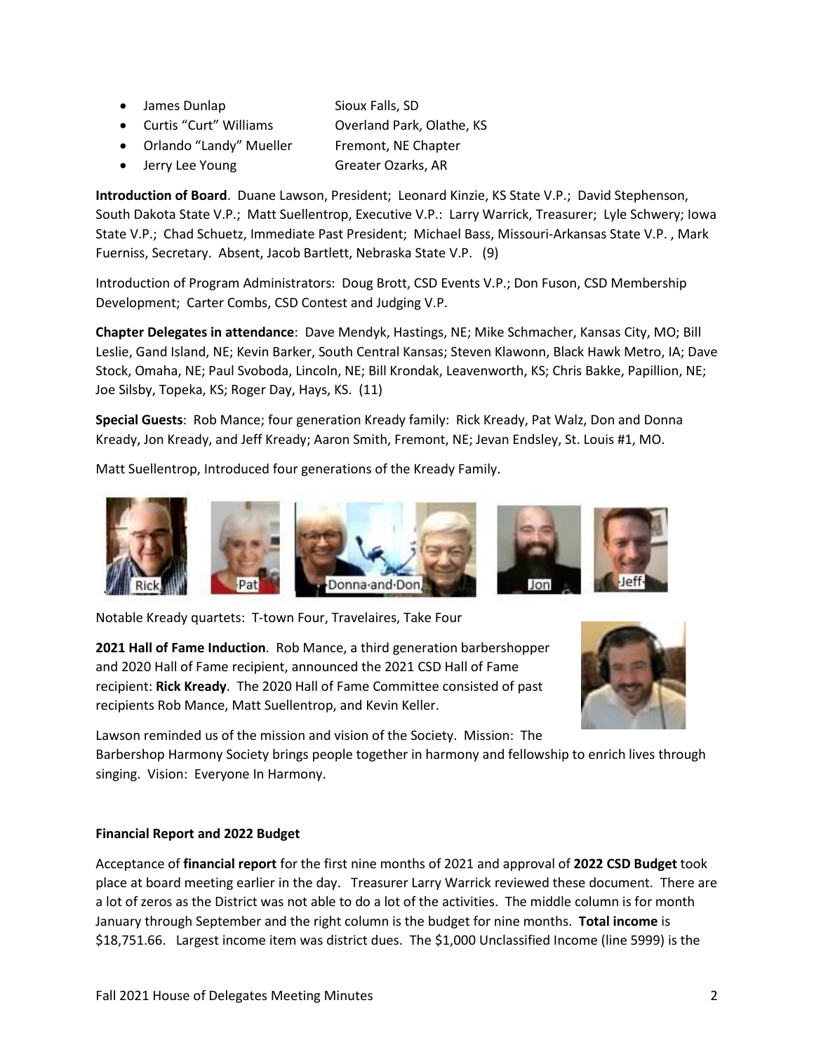- James Dunlap	Sioux Falls, SD
- Curtis "Curt" Williams	Overland Park, Olathe, KS
- Orlando "Landy" Mueller	Fremont, NE Chapter
- Jerry Lee Young	Greater Ozarks, AR

**Introduction of Board**. Duane Lawson, President; Leonard Kinzie, KS State V.P.; David Stephenson, South Dakota State V.P.; Matt Suellentrop, Executive V.P.: Larry Warrick, Treasurer; Lyle Schwery; Iowa State V.P.; Chad Schuetz, Immediate Past President; Michael Bass, Missouri-Arkansas State V.P. , Mark Fuerniss, Secretary. Absent, Jacob Bartlett, Nebraska State V.P. (9)

Introduction of Program Administrators: Doug Brott, CSD Events V.P.; Don Fuson, CSD Membership Development; Carter Combs, CSD Contest and Judging V.P.

**Chapter Delegates in attendance**: Dave Mendyk, Hastings, NE; Mike Schmacher, Kansas City, MO; Bill Leslie, Gand Island, NE; Kevin Barker, South Central Kansas; Steven Klawonn, Black Hawk Metro, IA; Dave Stock, Omaha, NE; Paul Svoboda, Lincoln, NE; Bill Krondak, Leavenworth, KS; Chris Bakke, Papillion, NE; Joe Silsby, Topeka, KS; Roger Day, Hays, KS. (11)

**Special Guests**: Rob Mance; four generation Kready family: Rick Kready, Pat Walz, Don and Donna Kready, Jon Kready, and Jeff Kready; Aaron Smith, Fremont, NE; Jevan Endsley, St. Louis #1, MO.

Matt Suellentrop, Introduced four generations of the Kready Family.

Rick Pat Donna and Don Jon Jeff

Notable Kready quartets: T-town Four, Travelaires, Take Four

**2021 Hall of Fame Induction**. Rob Mance, a third generation barbershopper and 2020 Hall of Fame recipient, announced the 2021 CSD Hall of Fame recipient: **Rick Kready**. The 2020 Hall of Fame Committee consisted of past recipients Rob Mance, Matt Suellentrop, and Kevin Keller.

Lawson reminded us of the mission and vision of the Society. Mission: The Barbershop Harmony Society brings people together in harmony and fellowship to enrich lives through singing. Vision: Everyone In Harmony.

**Financial Report and 2022 Budget**

Acceptance of **financial report** for the first nine months of 2021 and approval of **2022 CSD Budget** took place at board meeting earlier in the day. Treasurer Larry Warrick reviewed these document. There are a lot of zeros as the District was not able to do a lot of the activities. The middle column is for month January through September and the right column is the budget for nine months. **Total income** is $18,751.66. Largest income item was district dues. The $1,000 Unclassified Income (line 5999) is the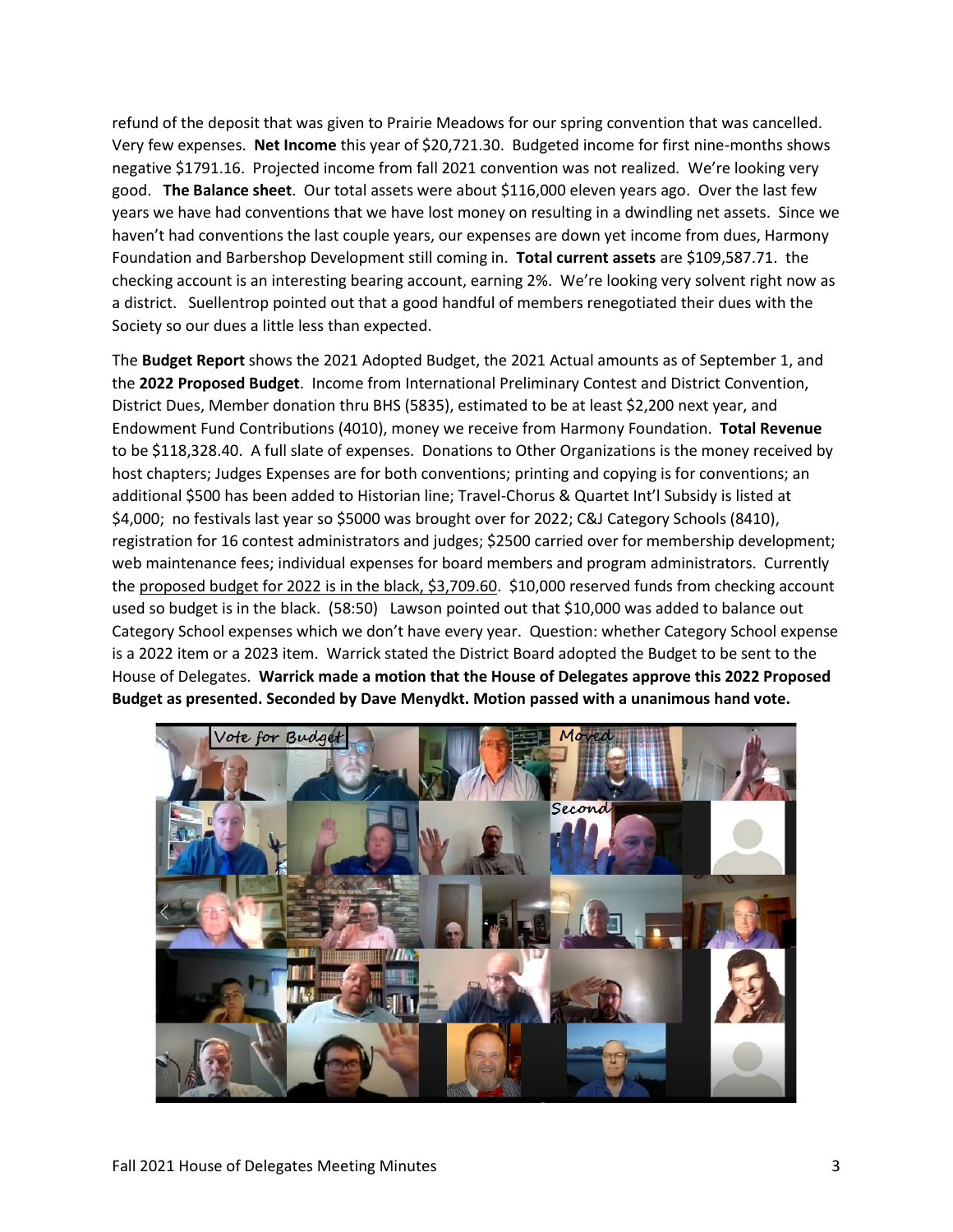refund of the deposit that was given to Prairie Meadows for our spring convention that was cancelled. Very few expenses. **Net Income** this year of $20,721.30. Budgeted income for first nine-months shows negative $1791.16. Projected income from fall 2021 convention was not realized. We're looking very good. **The Balance sheet**. Our total assets were about $116,000 eleven years ago. Over the last few years we have had conventions that we have lost money on resulting in a dwindling net assets. Since we haven't had conventions the last couple years, our expenses are down yet income from dues, Harmony Foundation and Barbershop Development still coming in. **Total current assets** are $109,587.71. the checking account is an interesting bearing account, earning 2%. We're looking very solvent right now as a district. Suellentrop pointed out that a good handful of members renegotiated their dues with the Society so our dues a little less than expected.

The **Budget Report** shows the 2021 Adopted Budget, the 2021 Actual amounts as of September 1, and the **2022 Proposed Budget**. Income from International Preliminary Contest and District Convention, District Dues, Member donation thru BHS (5835), estimated to be at least $2,200 next year, and Endowment Fund Contributions (4010), money we receive from Harmony Foundation. **Total Revenue** to be $118,328.40. A full slate of expenses. Donations to Other Organizations is the money received by host chapters; Judges Expenses are for both conventions; printing and copying is for conventions; an additional $500 has been added to Historian line; Travel-Chorus & Quartet Int'l Subsidy is listed at $4,000; no festivals last year so $5000 was brought over for 2022; C&J Category Schools (8410), registration for 16 contest administrators and judges; $2500 carried over for membership development; web maintenance fees; individual expenses for board members and program administrators. Currently the proposed budget for 2022 is in the black, $3,709.60. $10,000 reserved funds from checking account used so budget is in the black. (58:50) Lawson pointed out that $10,000 was added to balance out Category School expenses which we don't have every year. Question: whether Category School expense is a 2022 item or a 2023 item. Warrick stated the District Board adopted the Budget to be sent to the House of Delegates. **Warrick made a motion that the House of Delegates approve this 2022 Proposed Budget as presented. Seconded by Dave Menydkt. Motion passed with a unanimous hand vote.**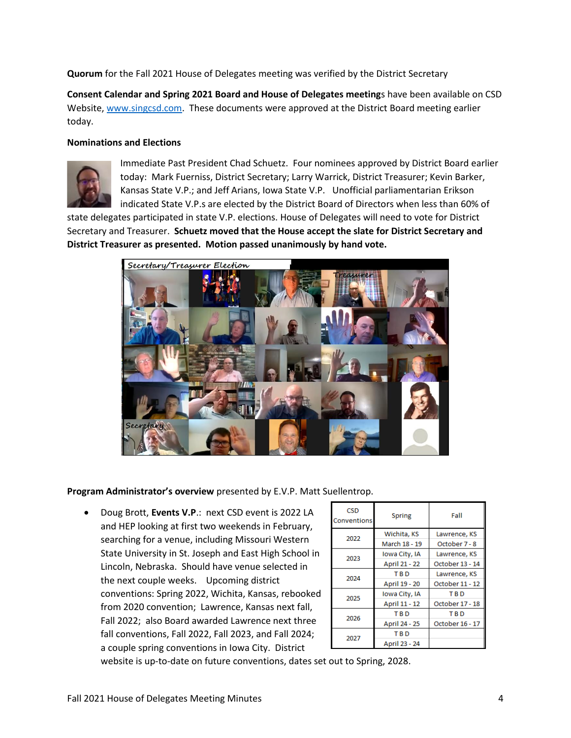**Quorum** for the Fall 2021 House of Delegates meeting was verified by the District Secretary

**Consent Calendar and Spring 2021 Board and House of Delegates meetings** have been available on CSD Website, www.singcsd.com. These documents were approved at the District Board meeting earlier today.

**Nominations and Elections**

Immediate Past President Chad Schuetz. Four nominees approved by District Board earlier today: Mark Fuerniss, District Secretary; Larry Warrick, District Treasurer; Kevin Barker, Kansas State V.P.; and Jeff Arians, Iowa State V.P. Unofficial parliamentarian Erikson indicated State V.P.s are elected by the District Board of Directors when less than 60% of state delegates participated in state V.P. elections. House of Delegates will need to vote for District Secretary and Treasurer. **Schuetz moved that the House accept the slate for District Secretary and District Treasurer as presented. Motion passed unanimously by hand vote.**

**Program Administrator's overview** presented by E.V.P. Matt Suellentrop.

- Doug Brott, **Events V.P.**: next CSD event is 2022 LA and HEP looking at first two weekends in February, searching for a venue, including Missouri Western State University in St. Joseph and East High School in Lincoln, Nebraska. Should have venue selected in the next couple weeks. Upcoming district conventions: Spring 2022, Wichita, Kansas, rebooked from 2020 convention; Lawrence, Kansas next fall, Fall 2022; also Board awarded Lawrence next three fall conventions, Fall 2022, Fall 2023, and Fall 2024; a couple spring conventions in Iowa City. District website is up-to-date on future conventions, dates set out to Spring, 2028.

| CSD Conventions | Spring | Fall |
|---|---|---|
| 2022 | Wichita, KS<br>March 18 - 19 | Lawrence, KS<br>October 7 - 8 |
| 2023 | Iowa City, IA<br>April 21 - 22 | Lawrence, KS<br>October 13 - 14 |
| 2024 | T B D<br>April 19 - 20 | Lawrence, KS<br>October 11 - 12 |
| 2025 | Iowa City, IA<br>April 11 - 12 | T B D<br>October 17 - 18 |
| 2026 | T B D<br>April 24 - 25 | T B D<br>October 16 - 17 |
| 2027 | T B D<br>April 23 - 24 | |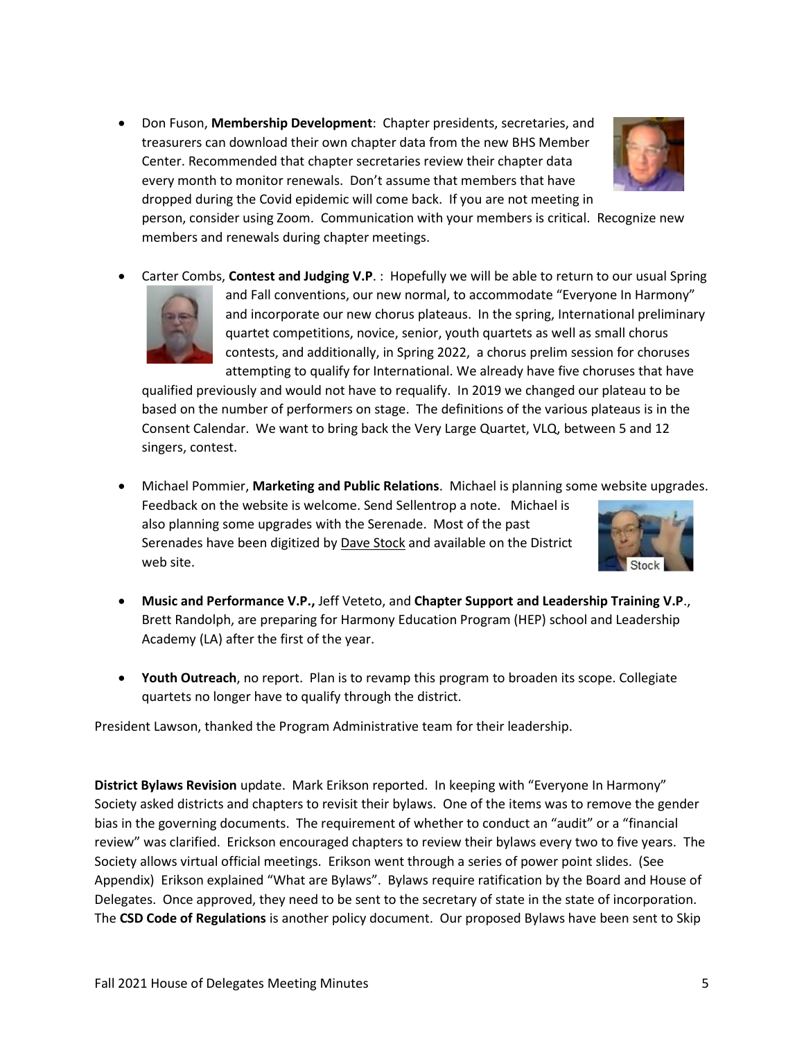- Don Fuson, **Membership Development**: Chapter presidents, secretaries, and treasurers can download their own chapter data from the new BHS Member Center. Recommended that chapter secretaries review their chapter data every month to monitor renewals. Don't assume that members that have dropped during the Covid epidemic will come back. If you are not meeting in person, consider using Zoom. Communication with your members is critical. Recognize new members and renewals during chapter meetings.

- Carter Combs, **Contest and Judging V.P**. : Hopefully we will be able to return to our usual Spring and Fall conventions, our new normal, to accommodate "Everyone In Harmony" and incorporate our new chorus plateaus. In the spring, International preliminary quartet competitions, novice, senior, youth quartets as well as small chorus contests, and additionally, in Spring 2022, a chorus prelim session for choruses attempting to qualify for International. We already have five choruses that have qualified previously and would not have to requalify. In 2019 we changed our plateau to be based on the number of performers on stage. The definitions of the various plateaus is in the Consent Calendar. We want to bring back the Very Large Quartet, VLQ, between 5 and 12 singers, contest.

- Michael Pommier, **Marketing and Public Relations**. Michael is planning some website upgrades. Feedback on the website is welcome. Send Sellentrop a note. Michael is also planning some upgrades with the Serenade. Most of the past Serenades have been digitized by Dave Stock and available on the District web site.

- **Music and Performance V.P.,** Jeff Veteto, and **Chapter Support and Leadership Training V.P**., Brett Randolph, are preparing for Harmony Education Program (HEP) school and Leadership Academy (LA) after the first of the year.

- **Youth Outreach**, no report. Plan is to revamp this program to broaden its scope. Collegiate quartets no longer have to qualify through the district.

President Lawson, thanked the Program Administrative team for their leadership.

**District Bylaws Revision** update. Mark Erikson reported. In keeping with "Everyone In Harmony" Society asked districts and chapters to revisit their bylaws. One of the items was to remove the gender bias in the governing documents. The requirement of whether to conduct an "audit" or a "financial review" was clarified. Erickson encouraged chapters to review their bylaws every two to five years. The Society allows virtual official meetings. Erikson went through a series of power point slides. (See Appendix) Erikson explained "What are Bylaws". Bylaws require ratification by the Board and House of Delegates. Once approved, they need to be sent to the secretary of state in the state of incorporation. The **CSD Code of Regulations** is another policy document. Our proposed Bylaws have been sent to Skip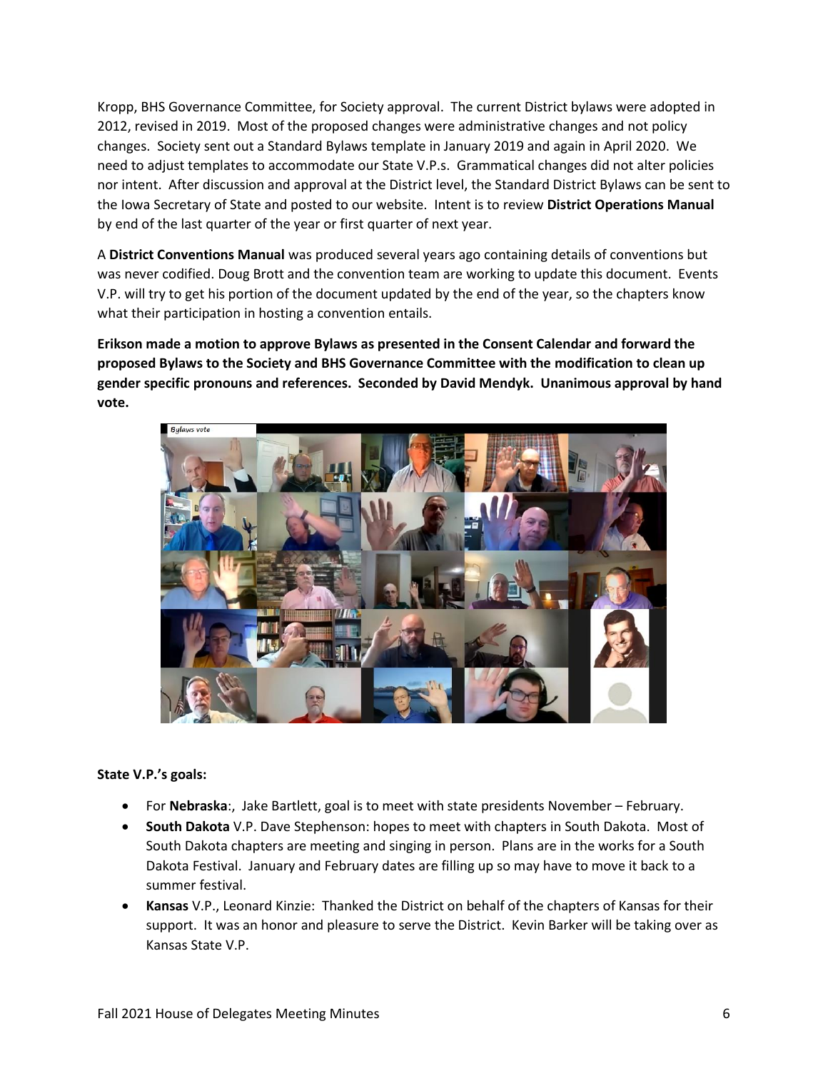Kropp, BHS Governance Committee, for Society approval. The current District bylaws were adopted in 2012, revised in 2019. Most of the proposed changes were administrative changes and not policy changes. Society sent out a Standard Bylaws template in January 2019 and again in April 2020. We need to adjust templates to accommodate our State V.P.s. Grammatical changes did not alter policies nor intent. After discussion and approval at the District level, the Standard District Bylaws can be sent to the Iowa Secretary of State and posted to our website. Intent is to review **District Operations Manual** by end of the last quarter of the year or first quarter of next year.

A **District Conventions Manual** was produced several years ago containing details of conventions but was never codified. Doug Brott and the convention team are working to update this document. Events V.P. will try to get his portion of the document updated by the end of the year, so the chapters know what their participation in hosting a convention entails.

**Erikson made a motion to approve Bylaws as presented in the Consent Calendar and forward the proposed Bylaws to the Society and BHS Governance Committee with the modification to clean up gender specific pronouns and references. Seconded by David Mendyk. Unanimous approval by hand vote.**

**State V.P.'s goals:**

- For **Nebraska**:, Jake Bartlett, goal is to meet with state presidents November – February.
- **South Dakota** V.P. Dave Stephenson: hopes to meet with chapters in South Dakota. Most of South Dakota chapters are meeting and singing in person. Plans are in the works for a South Dakota Festival. January and February dates are filling up so may have to move it back to a summer festival.
- **Kansas** V.P., Leonard Kinzie: Thanked the District on behalf of the chapters of Kansas for their support. It was an honor and pleasure to serve the District. Kevin Barker will be taking over as Kansas State V.P.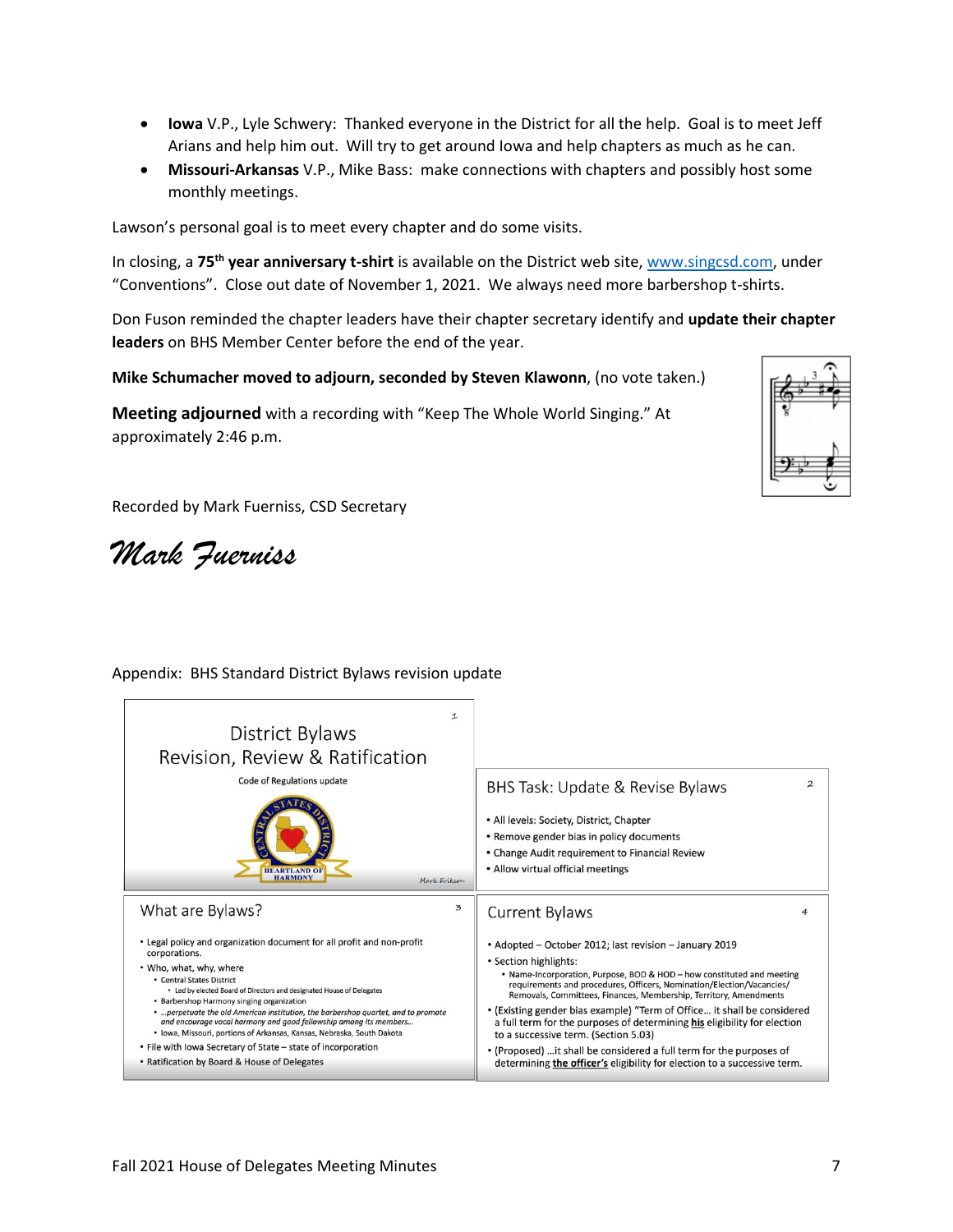- **Iowa** V.P., Lyle Schwery: Thanked everyone in the District for all the help. Goal is to meet Jeff Arians and help him out. Will try to get around Iowa and help chapters as much as he can.
- **Missouri-Arkansas** V.P., Mike Bass: make connections with chapters and possibly host some monthly meetings.

Lawson's personal goal is to meet every chapter and do some visits.

In closing, a **75th year anniversary t-shirt** is available on the District web site, www.singcsd.com, under "Conventions". Close out date of November 1, 2021. We always need more barbershop t-shirts.

Don Fuson reminded the chapter leaders have their chapter secretary identify and **update their chapter leaders** on BHS Member Center before the end of the year.

**Mike Schumacher moved to adjourn, seconded by Steven Klawonn**, (no vote taken.)

**Meeting adjourned** with a recording with "Keep The Whole World Singing." At approximately 2:46 p.m.

Recorded by Mark Fuerniss, CSD Secretary

*Mark Fuerniss*

Appendix: BHS Standard District Bylaws revision update

**District Bylaws Revision, Review & Ratification**

Code of Regulations update

Mark Erikson

**BHS Task: Update & Revise Bylaws**

- All levels: Society, District, Chapter
- Remove gender bias in policy documents
- Change Audit requirement to Financial Review
- Allow virtual official meetings

**What are Bylaws?**

- Legal policy and organization document for all profit and non-profit corporations.
- Who, what, why, where
  - Central States District
    - Led by elected Board of Directors and designated House of Delegates
  - Barbershop Harmony singing organization
  - *…perpetuate the old American institution, the barbershop quartet, and to promote and encourage vocal harmony and good fellowship among its members…*
  - Iowa, Missouri, portions of Arkansas, Kansas, Nebraska, South Dakota
- File with Iowa Secretary of State – state of incorporation
- Ratification by Board & House of Delegates

**Current Bylaws**

- Adopted – October 2012; last revision – January 2019
- Section highlights:
  - Name-Incorporation, Purpose, BOD & HOD – how constituted and meeting requirements and procedures, Officers, Nomination/Election/Vacancies/ Removals, Committees, Finances, Membership, Territory, Amendments
- (Existing gender bias example) "Term of Office… it shall be considered a full term for the purposes of determining **his** eligibility for election to a successive term. (Section 5.03)
- (Proposed) …it shall be considered a full term for the purposes of determining **the officer's** eligibility for election to a successive term.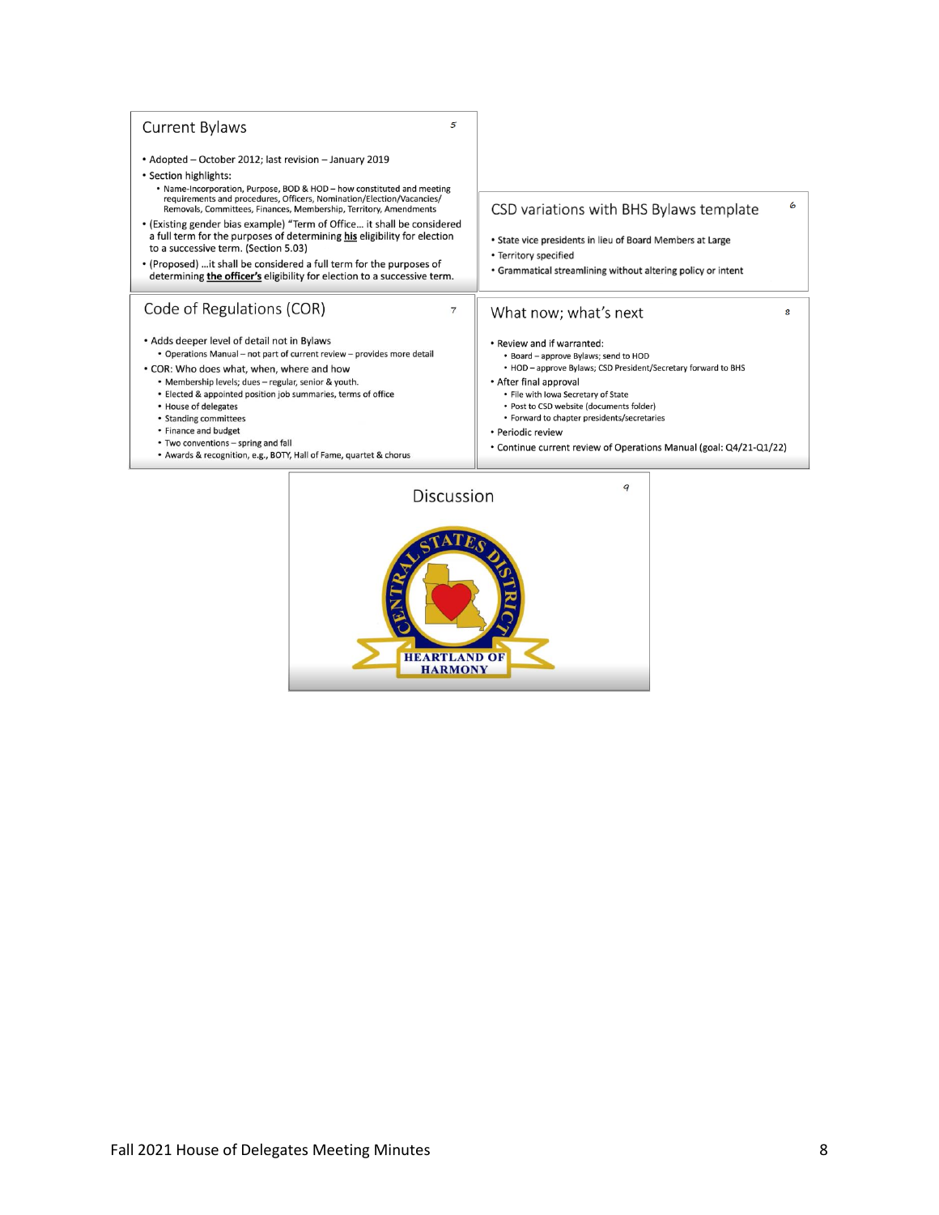## Current Bylaws

- Adopted – October 2012; last revision – January 2019
- Section highlights:
  - Name-Incorporation, Purpose, BOD & HOD – how constituted and meeting requirements and procedures, Officers, Nomination/Election/Vacancies/ Removals, Committees, Finances, Membership, Territory, Amendments
- (Existing gender bias example) "Term of Office… it shall be considered a full term for the purposes of determining **his** eligibility for election to a successive term. (Section 5.03)
- (Proposed) …it shall be considered a full term for the purposes of determining **the officer's** eligibility for election to a successive term.

## CSD variations with BHS Bylaws template

- State vice presidents in lieu of Board Members at Large
- Territory specified
- Grammatical streamlining without altering policy or intent

## Code of Regulations (COR)

- Adds deeper level of detail not in Bylaws
  - Operations Manual – not part of current review – provides more detail
- COR: Who does what, when, where and how
  - Membership levels; dues – regular, senior & youth.
  - Elected & appointed position job summaries, terms of office
  - House of delegates
  - Standing committees
  - Finance and budget
  - Two conventions – spring and fall
  - Awards & recognition, e.g., BOTY, Hall of Fame, quartet & chorus

## What now; what's next

- Review and if warranted:
  - Board – approve Bylaws; send to HOD
  - HOD – approve Bylaws; CSD President/Secretary forward to BHS
- After final approval
  - File with Iowa Secretary of State
  - Post to CSD website (documents folder)
  - Forward to chapter presidents/secretaries
- Periodic review
- Continue current review of Operations Manual (goal: Q4/21-Q1/22)

## Discussion

CENTRAL STATES DISTRICT

HEARTLAND OF HARMONY